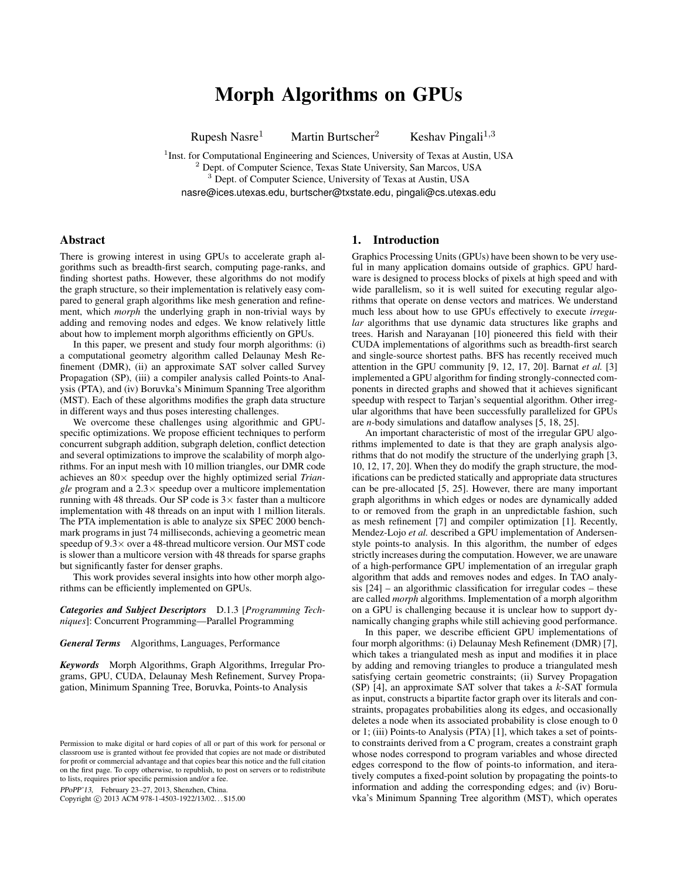# Morph Algorithms on GPUs

Rupesh Nasre[1] Martin Burtscher[2] Keshav Pingali[1,3]

[1]Inst. for Computational Engineering and Sciences, University of Texas at Austin, USA
[2] Dept. of Computer Science, Texas State University, San Marcos, USA
[3] Dept. of Computer Science, University of Texas at Austin, USA
nasre@ices.utexas.edu, burtscher@txstate.edu, pingali@cs.utexas.edu

## Abstract

There is growing interest in using GPUs to accelerate graph algorithms such as breadth-first search, computing page-ranks, and finding shortest paths. However, these algorithms do not modify the graph structure, so their implementation is relatively easy compared to general graph algorithms like mesh generation and refinement, which *morph* the underlying graph in non-trivial ways by adding and removing nodes and edges. We know relatively little about how to implement morph algorithms efficiently on GPUs.

In this paper, we present and study four morph algorithms: (i) a computational geometry algorithm called Delaunay Mesh Refinement (DMR), (ii) an approximate SAT solver called Survey Propagation (SP), (iii) a compiler analysis called Points-to Analysis (PTA), and (iv) Boruvka's Minimum Spanning Tree algorithm (MST). Each of these algorithms modifies the graph data structure in different ways and thus poses interesting challenges.

We overcome these challenges using algorithmic and GPU-specific optimizations. We propose efficient techniques to perform concurrent subgraph addition, subgraph deletion, conflict detection and several optimizations to improve the scalability of morph algorithms. For an input mesh with 10 million triangles, our DMR code achieves an 80× speedup over the highly optimized serial *Triangle* program and a 2.3× speedup over a multicore implementation running with 48 threads. Our SP code is 3× faster than a multicore implementation with 48 threads on an input with 1 million literals. The PTA implementation is able to analyze six SPEC 2000 benchmark programs in just 74 milliseconds, achieving a geometric mean speedup of 9.3× over a 48-thread multicore version. Our MST code is slower than a multicore version with 48 threads for sparse graphs but significantly faster for denser graphs.

This work provides several insights into how other morph algorithms can be efficiently implemented on GPUs.

***Categories and Subject Descriptors*** D.1.3 [*Programming Techniques*]: Concurrent Programming—Parallel Programming

***General Terms*** Algorithms, Languages, Performance

***Keywords*** Morph Algorithms, Graph Algorithms, Irregular Programs, GPU, CUDA, Delaunay Mesh Refinement, Survey Propagation, Minimum Spanning Tree, Boruvka, Points-to Analysis

Permission to make digital or hard copies of all or part of this work for personal or classroom use is granted without fee provided that copies are not made or distributed for profit or commercial advantage and that copies bear this notice and the full citation on the first page. To copy otherwise, to republish, to post on servers or to redistribute to lists, requires prior specific permission and/or a fee.

*PPoPP'13,* February 23–27, 2013, Shenzhen, China.
Copyright © 2013 ACM 978-1-4503-1922/13/02... $15.00

## 1. Introduction

Graphics Processing Units (GPUs) have been shown to be very useful in many application domains outside of graphics. GPU hardware is designed to process blocks of pixels at high speed and with wide parallelism, so it is well suited for executing regular algorithms that operate on dense vectors and matrices. We understand much less about how to use GPUs effectively to execute *irregular* algorithms that use dynamic data structures like graphs and trees. Harish and Narayanan [10] pioneered this field with their CUDA implementations of algorithms such as breadth-first search and single-source shortest paths. BFS has recently received much attention in the GPU community [9, 12, 17, 20]. Barnat *et al.* [3] implemented a GPU algorithm for finding strongly-connected components in directed graphs and showed that it achieves significant speedup with respect to Tarjan's sequential algorithm. Other irregular algorithms that have been successfully parallelized for GPUs are *n*-body simulations and dataflow analyses [5, 18, 25].

An important characteristic of most of the irregular GPU algorithms implemented to date is that they are graph analysis algorithms that do not modify the structure of the underlying graph [3, 10, 12, 17, 20]. When they do modify the graph structure, the modifications can be predicted statically and appropriate data structures can be pre-allocated [5, 25]. However, there are many important graph algorithms in which edges or nodes are dynamically added to or removed from the graph in an unpredictable fashion, such as mesh refinement [7] and compiler optimization [1]. Recently, Mendez-Lojo *et al.* described a GPU implementation of Andersen-style points-to analysis. In this algorithm, the number of edges strictly increases during the computation. However, we are unaware of a high-performance GPU implementation of an irregular graph algorithm that adds and removes nodes and edges. In TAO analysis [24] – an algorithmic classification for irregular codes – these are called *morph* algorithms. Implementation of a morph algorithm on a GPU is challenging because it is unclear how to support dynamically changing graphs while still achieving good performance.

In this paper, we describe efficient GPU implementations of four morph algorithms: (i) Delaunay Mesh Refinement (DMR) [7], which takes a triangulated mesh as input and modifies it in place by adding and removing triangles to produce a triangulated mesh satisfying certain geometric constraints; (ii) Survey Propagation (SP) [4], an approximate SAT solver that takes a $k$-SAT formula as input, constructs a bipartite factor graph over its literals and constraints, propagates probabilities along its edges, and occasionally deletes a node when its associated probability is close enough to 0 or 1; (iii) Points-to Analysis (PTA) [1], which takes a set of points-to constraints derived from a C program, creates a constraint graph whose nodes correspond to program variables and whose directed edges correspond to the flow of points-to information, and iteratively computes a fixed-point solution by propagating the points-to information and adding the corresponding edges; and (iv) Boruvka's Minimum Spanning Tree algorithm (MST), which operates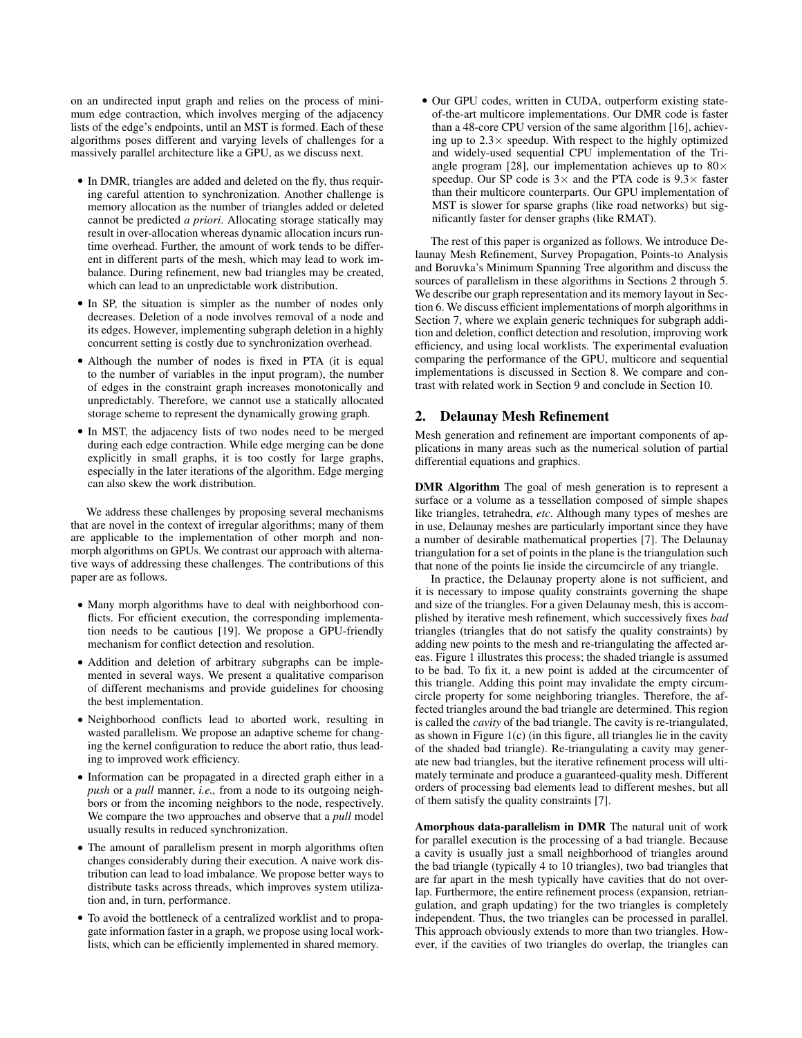on an undirected input graph and relies on the process of minimum edge contraction, which involves merging of the adjacency lists of the edge's endpoints, until an MST is formed. Each of these algorithms poses different and varying levels of challenges for a massively parallel architecture like a GPU, as we discuss next.

- In DMR, triangles are added and deleted on the fly, thus requiring careful attention to synchronization. Another challenge is memory allocation as the number of triangles added or deleted cannot be predicted *a priori*. Allocating storage statically may result in over-allocation whereas dynamic allocation incurs runtime overhead. Further, the amount of work tends to be different in different parts of the mesh, which may lead to work imbalance. During refinement, new bad triangles may be created, which can lead to an unpredictable work distribution.
- In SP, the situation is simpler as the number of nodes only decreases. Deletion of a node involves removal of a node and its edges. However, implementing subgraph deletion in a highly concurrent setting is costly due to synchronization overhead.
- Although the number of nodes is fixed in PTA (it is equal to the number of variables in the input program), the number of edges in the constraint graph increases monotonically and unpredictably. Therefore, we cannot use a statically allocated storage scheme to represent the dynamically growing graph.
- In MST, the adjacency lists of two nodes need to be merged during each edge contraction. While edge merging can be done explicitly in small graphs, it is too costly for large graphs, especially in the later iterations of the algorithm. Edge merging can also skew the work distribution.

We address these challenges by proposing several mechanisms that are novel in the context of irregular algorithms; many of them are applicable to the implementation of other morph and non-morph algorithms on GPUs. We contrast our approach with alternative ways of addressing these challenges. The contributions of this paper are as follows.

- Many morph algorithms have to deal with neighborhood conflicts. For efficient execution, the corresponding implementation needs to be cautious [19]. We propose a GPU-friendly mechanism for conflict detection and resolution.
- Addition and deletion of arbitrary subgraphs can be implemented in several ways. We present a qualitative comparison of different mechanisms and provide guidelines for choosing the best implementation.
- Neighborhood conflicts lead to aborted work, resulting in wasted parallelism. We propose an adaptive scheme for changing the kernel configuration to reduce the abort ratio, thus leading to improved work efficiency.
- Information can be propagated in a directed graph either in a *push* or a *pull* manner, *i.e.,* from a node to its outgoing neighbors or from the incoming neighbors to the node, respectively. We compare the two approaches and observe that a *pull* model usually results in reduced synchronization.
- The amount of parallelism present in morph algorithms often changes considerably during their execution. A naive work distribution can lead to load imbalance. We propose better ways to distribute tasks across threads, which improves system utilization and, in turn, performance.
- To avoid the bottleneck of a centralized worklist and to propagate information faster in a graph, we propose using local worklists, which can be efficiently implemented in shared memory.
- Our GPU codes, written in CUDA, outperform existing state-of-the-art multicore implementations. Our DMR code is faster than a 48-core CPU version of the same algorithm [16], achieving up to 2.3× speedup. With respect to the highly optimized and widely-used sequential CPU implementation of the Triangle program [28], our implementation achieves up to 80× speedup. Our SP code is 3× and the PTA code is 9.3× faster than their multicore counterparts. Our GPU implementation of MST is slower for sparse graphs (like road networks) but significantly faster for denser graphs (like RMAT).

The rest of this paper is organized as follows. We introduce Delaunay Mesh Refinement, Survey Propagation, Points-to Analysis and Boruvka's Minimum Spanning Tree algorithm and discuss the sources of parallelism in these algorithms in Sections 2 through 5. We describe our graph representation and its memory layout in Section 6. We discuss efficient implementations of morph algorithms in Section 7, where we explain generic techniques for subgraph addition and deletion, conflict detection and resolution, improving work efficiency, and using local worklists. The experimental evaluation comparing the performance of the GPU, multicore and sequential implementations is discussed in Section 8. We compare and contrast with related work in Section 9 and conclude in Section 10.

## 2. Delaunay Mesh Refinement

Mesh generation and refinement are important components of applications in many areas such as the numerical solution of partial differential equations and graphics.

**DMR Algorithm** The goal of mesh generation is to represent a surface or a volume as a tessellation composed of simple shapes like triangles, tetrahedra, *etc*. Although many types of meshes are in use, Delaunay meshes are particularly important since they have a number of desirable mathematical properties [7]. The Delaunay triangulation for a set of points in the plane is the triangulation such that none of the points lie inside the circumcircle of any triangle.

In practice, the Delaunay property alone is not sufficient, and it is necessary to impose quality constraints governing the shape and size of the triangles. For a given Delaunay mesh, this is accomplished by iterative mesh refinement, which successively fixes *bad* triangles (triangles that do not satisfy the quality constraints) by adding new points to the mesh and re-triangulating the affected areas. Figure 1 illustrates this process; the shaded triangle is assumed to be bad. To fix it, a new point is added at the circumcenter of this triangle. Adding this point may invalidate the empty circumcircle property for some neighboring triangles. Therefore, the affected triangles around the bad triangle are determined. This region is called the *cavity* of the bad triangle. The cavity is re-triangulated, as shown in Figure 1(c) (in this figure, all triangles lie in the cavity of the shaded bad triangle). Re-triangulating a cavity may generate new bad triangles, but the iterative refinement process will ultimately terminate and produce a guaranteed-quality mesh. Different orders of processing bad elements lead to different meshes, but all of them satisfy the quality constraints [7].

**Amorphous data-parallelism in DMR** The natural unit of work for parallel execution is the processing of a bad triangle. Because a cavity is usually just a small neighborhood of triangles around the bad triangle (typically 4 to 10 triangles), two bad triangles that are far apart in the mesh typically have cavities that do not overlap. Furthermore, the entire refinement process (expansion, retriangulation, and graph updating) for the two triangles is completely independent. Thus, the two triangles can be processed in parallel. This approach obviously extends to more than two triangles. However, if the cavities of two triangles do overlap, the triangles can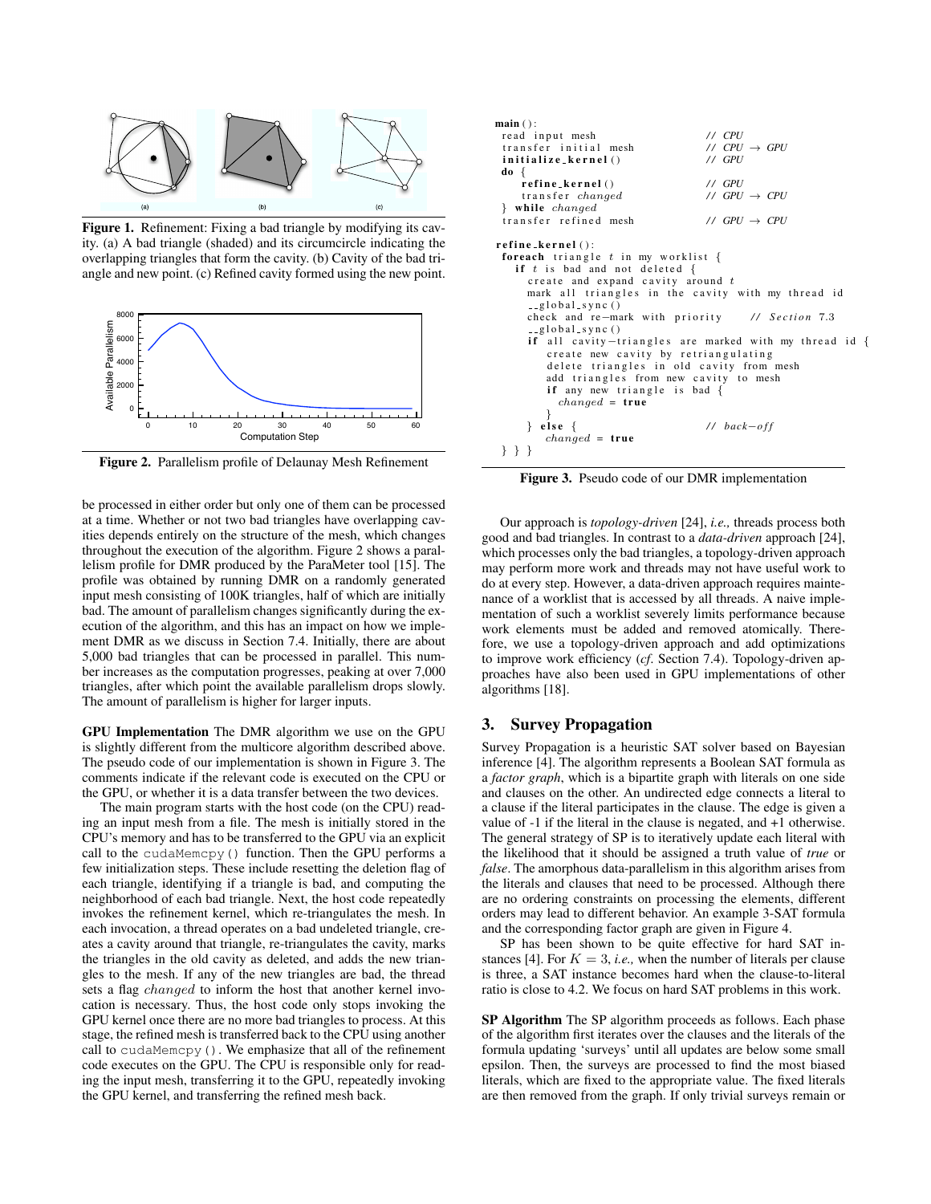(a) (b) (c)

**Figure 1.** Refinement: Fixing a bad triangle by modifying its cavity. (a) A bad triangle (shaded) and its circumcircle indicating the overlapping triangles that form the cavity. (b) Cavity of the bad triangle and new point. (c) Refined cavity formed using the new point.

Available Parallelism
8000
6000
4000
2000
0
0 10 20 30 40 50 60
Computation Step

**Figure 2.** Parallelism profile of Delaunay Mesh Refinement

be processed in either order but only one of them can be processed at a time. Whether or not two bad triangles have overlapping cavities depends entirely on the structure of the mesh, which changes throughout the execution of the algorithm. Figure 2 shows a parallelism profile for DMR produced by the ParaMeter tool [15]. The profile was obtained by running DMR on a randomly generated input mesh consisting of 100K triangles, half of which are initially bad. The amount of parallelism changes significantly during the execution of the algorithm, and this has an impact on how we implement DMR as we discuss in Section 7.4. Initially, there are about 5,000 bad triangles that can be processed in parallel. This number increases as the computation progresses, peaking at over 7,000 triangles, after which point the available parallelism drops slowly. The amount of parallelism is higher for larger inputs.

**GPU Implementation** The DMR algorithm we use on the GPU is slightly different from the multicore algorithm described above. The pseudo code of our implementation is shown in Figure 3. The comments indicate if the relevant code is executed on the CPU or the GPU, or whether it is a data transfer between the two devices.

The main program starts with the host code (on the CPU) reading an input mesh from a file. The mesh is initially stored in the CPU's memory and has to be transferred to the GPU via an explicit call to the `cudaMemcpy()` function. Then the GPU performs a few initialization steps. These include resetting the deletion flag of each triangle, identifying if a triangle is bad, and computing the neighborhood of each bad triangle. Next, the host code repeatedly invokes the refinement kernel, which re-triangulates the mesh. In each invocation, a thread operates on a bad undeleted triangle, creates a cavity around that triangle, re-triangulates the cavity, marks the triangles in the old cavity as deleted, and adds the new triangles to the mesh. If any of the new triangles are bad, the thread sets a flag *changed* to inform the host that another kernel invocation is necessary. Thus, the host code only stops invoking the GPU kernel once there are no more bad triangles to process. At this stage, the refined mesh is transferred back to the CPU using another call to `cudaMemcpy()`. We emphasize that all of the refinement code executes on the GPU. The CPU is responsible only for reading the input mesh, transferring it to the GPU, repeatedly invoking the GPU kernel, and transferring the refined mesh back.

```
main():
 read input mesh                        // CPU
 transfer initial mesh                  // CPU → GPU
 initialize_kernel()                    // GPU
 do {
    refine_kernel()                     // GPU
    transfer changed                    // GPU → CPU
 } while changed
 transfer refined mesh                  // GPU → CPU

refine_kernel():
 foreach triangle t in my worklist {
   if t is bad and not deleted {
     create and expand cavity around t
     mark all triangles in the cavity with my thread id
     __global_sync()
     check and re-mark with priority     // Section 7.3
     __global_sync()
     if all cavity-triangles are marked with my thread id {
        create new cavity by retriangulating
        delete triangles in old cavity from mesh
        add triangles from new cavity to mesh
        if any new triangle is bad {
          changed = true
        }
     } else {                           // back-off
        changed = true
} } }
```

**Figure 3.** Pseudo code of our DMR implementation

Our approach is *topology-driven* [24], *i.e.,* threads process both good and bad triangles. In contrast to a *data-driven* approach [24], which processes only the bad triangles, a topology-driven approach may perform more work and threads may not have useful work to do at every step. However, a data-driven approach requires maintenance of a worklist that is accessed by all threads. A naive implementation of such a worklist severely limits performance because work elements must be added and removed atomically. Therefore, we use a topology-driven approach and add optimizations to improve work efficiency (*cf.* Section 7.4). Topology-driven approaches have also been used in GPU implementations of other algorithms [18].

## 3. Survey Propagation

Survey Propagation is a heuristic SAT solver based on Bayesian inference [4]. The algorithm represents a Boolean SAT formula as a *factor graph*, which is a bipartite graph with literals on one side and clauses on the other. An undirected edge connects a literal to a clause if the literal participates in the clause. The edge is given a value of -1 if the literal in the clause is negated, and +1 otherwise. The general strategy of SP is to iteratively update each literal with the likelihood that it should be assigned a truth value of *true* or *false*. The amorphous data-parallelism in this algorithm arises from the literals and clauses that need to be processed. Although there are no ordering constraints on processing the elements, different orders may lead to different behavior. An example 3-SAT formula and the corresponding factor graph are given in Figure 4.

SP has been shown to be quite effective for hard SAT instances [4]. For $K = 3$, *i.e.,* when the number of literals per clause is three, a SAT instance becomes hard when the clause-to-literal ratio is close to 4.2. We focus on hard SAT problems in this work.

**SP Algorithm** The SP algorithm proceeds as follows. Each phase of the algorithm first iterates over the clauses and the literals of the formula updating 'surveys' until all updates are below some small epsilon. Then, the surveys are processed to find the most biased literals, which are fixed to the appropriate value. The fixed literals are then removed from the graph. If only trivial surveys remain or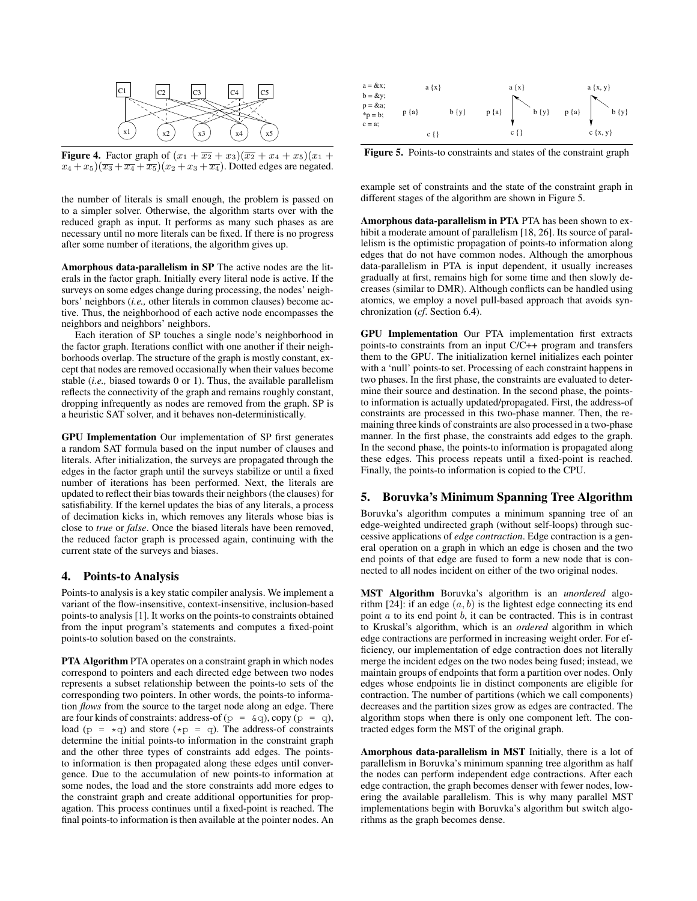C1 C2 C3 C4 C5

x1 x2 x3 x4 x5

**Figure 4.** Factor graph of $(x_1 + \overline{x_2} + x_3)(\overline{x_2} + x_4 + x_5)(x_1 + x_4 + x_5)(\overline{x_3} + \overline{x_4} + \overline{x_5})(x_2 + x_3 + \overline{x_4})$. Dotted edges are negated.

the number of literals is small enough, the problem is passed on to a simpler solver. Otherwise, the algorithm starts over with the reduced graph as input. It performs as many such phases as are necessary until no more literals can be fixed. If there is no progress after some number of iterations, the algorithm gives up.

**Amorphous data-parallelism in SP** The active nodes are the literals in the factor graph. Initially every literal node is active. If the surveys on some edges change during processing, the nodes' neighbors' neighbors (*i.e.,* other literals in common clauses) become active. Thus, the neighborhood of each active node encompasses the neighbors and neighbors' neighbors.

Each iteration of SP touches a single node's neighborhood in the factor graph. Iterations conflict with one another if their neighborhoods overlap. The structure of the graph is mostly constant, except that nodes are removed occasionally when their values become stable (*i.e.,* biased towards 0 or 1). Thus, the available parallelism reflects the connectivity of the graph and remains roughly constant, dropping infrequently as nodes are removed from the graph. SP is a heuristic SAT solver, and it behaves non-deterministically.

**GPU Implementation** Our implementation of SP first generates a random SAT formula based on the input number of clauses and literals. After initialization, the surveys are propagated through the edges in the factor graph until the surveys stabilize or until a fixed number of iterations has been performed. Next, the literals are updated to reflect their bias towards their neighbors (the clauses) for satisfiability. If the kernel updates the bias of any literals, a process of decimation kicks in, which removes any literals whose bias is close to *true* or *false*. Once the biased literals have been removed, the reduced factor graph is processed again, continuing with the current state of the surveys and biases.

## 4. Points-to Analysis

Points-to analysis is a key static compiler analysis. We implement a variant of the flow-insensitive, context-insensitive, inclusion-based points-to analysis [1]. It works on the points-to constraints obtained from the input program's statements and computes a fixed-point points-to solution based on the constraints.

**PTA Algorithm** PTA operates on a constraint graph in which nodes correspond to pointers and each directed edge between two nodes represents a subset relationship between the points-to sets of the corresponding two pointers. In other words, the points-to information *flows* from the source to the target node along an edge. There are four kinds of constraints: address-of (`p = &q`), copy (`p = q`), load (`p = *q`) and store (`*p = q`). The address-of constraints determine the initial points-to information in the constraint graph and the other three types of constraints add edges. The points-to information is then propagated along these edges until convergence. Due to the accumulation of new points-to information at some nodes, the load and the store constraints add more edges to the constraint graph and create additional opportunities for propagation. This process continues until a fixed-point is reached. The final points-to information is then available at the pointer nodes. An example set of constraints and the state of the constraint graph in different stages of the algorithm are shown in Figure 5.

a = &x;
b = &y;
p = &a;
*p = b;
c = a;

a {x} p {a} b {y} c {}

a {x} p {a} b {y} c {}

a {x, y} p {a} b {y} c {x, y}

**Figure 5.** Points-to constraints and states of the constraint graph

**Amorphous data-parallelism in PTA** PTA has been shown to exhibit a moderate amount of parallelism [18, 26]. Its source of parallelism is the optimistic propagation of points-to information along edges that do not have common nodes. Although the amorphous data-parallelism in PTA is input dependent, it usually increases gradually at first, remains high for some time and then slowly decreases (similar to DMR). Although conflicts can be handled using atomics, we employ a novel pull-based approach that avoids synchronization (*cf.* Section 6.4).

**GPU Implementation** Our PTA implementation first extracts points-to constraints from an input C/C++ program and transfers them to the GPU. The initialization kernel initializes each pointer with a 'null' points-to set. Processing of each constraint happens in two phases. In the first phase, the constraints are evaluated to determine their source and destination. In the second phase, the points-to information is actually updated/propagated. First, the address-of constraints are processed in this two-phase manner. Then, the remaining three kinds of constraints are also processed in a two-phase manner. In the first phase, the constraints add edges to the graph. In the second phase, the points-to information is propagated along these edges. This process repeats until a fixed-point is reached. Finally, the points-to information is copied to the CPU.

## 5. Boruvka's Minimum Spanning Tree Algorithm

Boruvka's algorithm computes a minimum spanning tree of an edge-weighted undirected graph (without self-loops) through successive applications of *edge contraction*. Edge contraction is a general operation on a graph in which an edge is chosen and the two end points of that edge are fused to form a new node that is connected to all nodes incident on either of the two original nodes.

**MST Algorithm** Boruvka's algorithm is an *unordered* algorithm [24]: if an edge $(a, b)$ is the lightest edge connecting its end point $a$ to its end point $b$, it can be contracted. This is in contrast to Kruskal's algorithm, which is an *ordered* algorithm in which edge contractions are performed in increasing weight order. For efficiency, our implementation of edge contraction does not literally merge the incident edges on the two nodes being fused; instead, we maintain groups of endpoints that form a partition over nodes. Only edges whose endpoints lie in distinct components are eligible for contraction. The number of partitions (which we call components) decreases and the partition sizes grow as edges are contracted. The algorithm stops when there is only one component left. The contracted edges form the MST of the original graph.

**Amorphous data-parallelism in MST** Initially, there is a lot of parallelism in Boruvka's minimum spanning tree algorithm as half the nodes can perform independent edge contractions. After each edge contraction, the graph becomes denser with fewer nodes, lowering the available parallelism. This is why many parallel MST implementations begin with Boruvka's algorithm but switch algorithms as the graph becomes dense.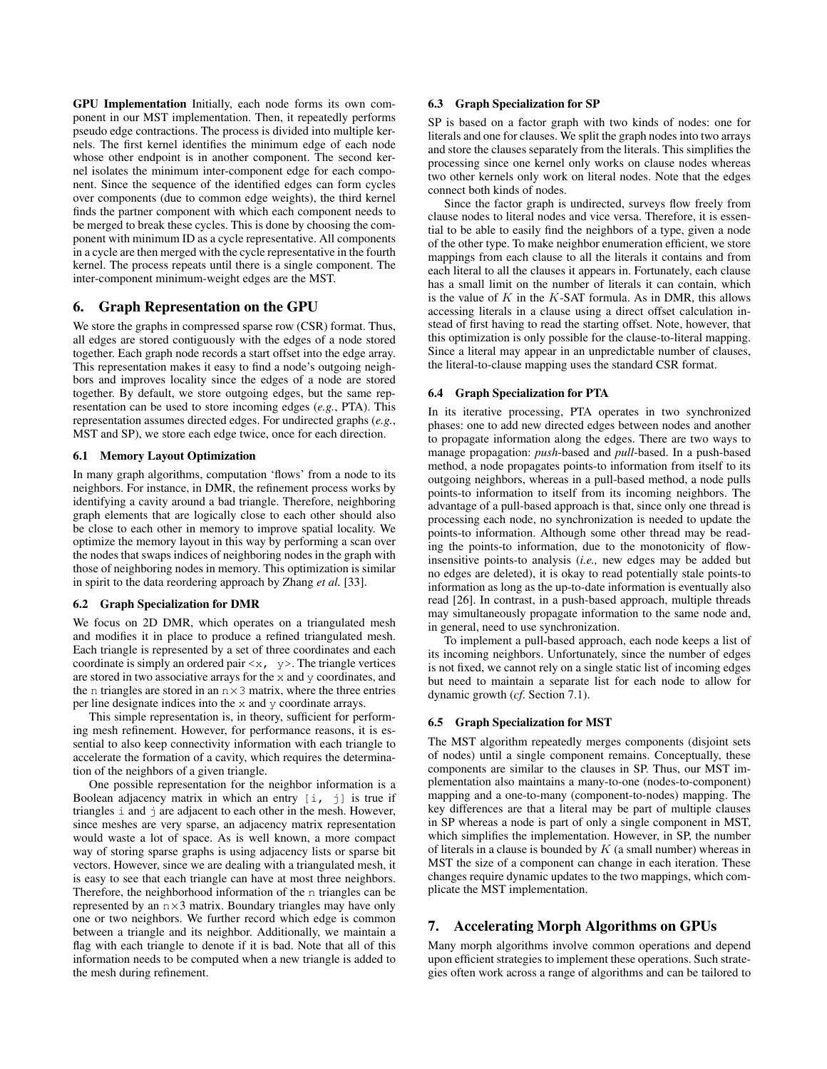**GPU Implementation** Initially, each node forms its own component in our MST implementation. Then, it repeatedly performs pseudo edge contractions. The process is divided into multiple kernels. The first kernel identifies the minimum edge of each node whose other endpoint is in another component. The second kernel isolates the minimum inter-component edge for each component. Since the sequence of the identified edges can form cycles over components (due to common edge weights), the third kernel finds the partner component with which each component needs to be merged to break these cycles. This is done by choosing the component with minimum ID as a cycle representative. All components in a cycle are then merged with the cycle representative in the fourth kernel. The process repeats until there is a single component. The inter-component minimum-weight edges are the MST.

## 6. Graph Representation on the GPU

We store the graphs in compressed sparse row (CSR) format. Thus, all edges are stored contiguously with the edges of a node stored together. Each graph node records a start offset into the edge array. This representation makes it easy to find a node's outgoing neighbors and improves locality since the edges of a node are stored together. By default, we store outgoing edges, but the same representation can be used to store incoming edges (*e.g.*, PTA). This representation assumes directed edges. For undirected graphs (*e.g.*, MST and SP), we store each edge twice, once for each direction.

### 6.1 Memory Layout Optimization

In many graph algorithms, computation 'flows' from a node to its neighbors. For instance, in DMR, the refinement process works by identifying a cavity around a bad triangle. Therefore, neighboring graph elements that are logically close to each other should also be close to each other in memory to improve spatial locality. We optimize the memory layout in this way by performing a scan over the nodes that swaps indices of neighboring nodes in the graph with those of neighboring nodes in memory. This optimization is similar in spirit to the data reordering approach by Zhang *et al.* [33].

### 6.2 Graph Specialization for DMR

We focus on 2D DMR, which operates on a triangulated mesh and modifies it in place to produce a refined triangulated mesh. Each triangle is represented by a set of three coordinates and each coordinate is simply an ordered pair `<x, y>`. The triangle vertices are stored in two associative arrays for the `x` and `y` coordinates, and the `n` triangles are stored in an `n`×`3` matrix, where the three entries per line designate indices into the `x` and `y` coordinate arrays.

This simple representation is, in theory, sufficient for performing mesh refinement. However, for performance reasons, it is essential to also keep connectivity information with each triangle to accelerate the formation of a cavity, which requires the determination of the neighbors of a given triangle.

One possible representation for the neighbor information is a Boolean adjacency matrix in which an entry `[i, j]` is true if triangles `i` and `j` are adjacent to each other in the mesh. However, since meshes are very sparse, an adjacency matrix representation would waste a lot of space. As is well known, a more compact way of storing sparse graphs is using adjacency lists or sparse bit vectors. However, since we are dealing with a triangulated mesh, it is easy to see that each triangle can have at most three neighbors. Therefore, the neighborhood information of the `n` triangles can be represented by an `n`×`3` matrix. Boundary triangles may have only one or two neighbors. We further record which edge is common between a triangle and its neighbor. Additionally, we maintain a flag with each triangle to denote if it is bad. Note that all of this information needs to be computed when a new triangle is added to the mesh during refinement.

### 6.3 Graph Specialization for SP

SP is based on a factor graph with two kinds of nodes: one for literals and one for clauses. We split the graph nodes into two arrays and store the clauses separately from the literals. This simplifies the processing since one kernel only works on clause nodes whereas two other kernels only work on literal nodes. Note that the edges connect both kinds of nodes.

Since the factor graph is undirected, surveys flow freely from clause nodes to literal nodes and vice versa. Therefore, it is essential to be able to easily find the neighbors of a type, given a node of the other type. To make neighbor enumeration efficient, we store mappings from each clause to all the literals it contains and from each literal to all the clauses it appears in. Fortunately, each clause has a small limit on the number of literals it can contain, which is the value of $K$ in the $K$-SAT formula. As in DMR, this allows accessing literals in a clause using a direct offset calculation instead of first having to read the starting offset. Note, however, that this optimization is only possible for the clause-to-literal mapping. Since a literal may appear in an unpredictable number of clauses, the literal-to-clause mapping uses the standard CSR format.

### 6.4 Graph Specialization for PTA

In its iterative processing, PTA operates in two synchronized phases: one to add new directed edges between nodes and another to propagate information along the edges. There are two ways to manage propagation: *push*-based and *pull*-based. In a push-based method, a node propagates points-to information from itself to its outgoing neighbors, whereas in a pull-based method, a node pulls points-to information to itself from its incoming neighbors. The advantage of a pull-based approach is that, since only one thread is processing each node, no synchronization is needed to update the points-to information. Although some other thread may be reading the points-to information, due to the monotonicity of flow-insensitive points-to analysis (*i.e.,* new edges may be added but no edges are deleted), it is okay to read potentially stale points-to information as long as the up-to-date information is eventually also read [26]. In contrast, in a push-based approach, multiple threads may simultaneously propagate information to the same node and, in general, need to use synchronization.

To implement a pull-based approach, each node keeps a list of its incoming neighbors. Unfortunately, since the number of edges is not fixed, we cannot rely on a single static list of incoming edges but need to maintain a separate list for each node to allow for dynamic growth (*cf.* Section 7.1).

### 6.5 Graph Specialization for MST

The MST algorithm repeatedly merges components (disjoint sets of nodes) until a single component remains. Conceptually, these components are similar to the clauses in SP. Thus, our MST implementation also maintains a many-to-one (nodes-to-component) mapping and a one-to-many (component-to-nodes) mapping. The key differences are that a literal may be part of multiple clauses in SP whereas a node is part of only a single component in MST, which simplifies the implementation. However, in SP, the number of literals in a clause is bounded by $K$ (a small number) whereas in MST the size of a component can change in each iteration. These changes require dynamic updates to the two mappings, which complicate the MST implementation.

## 7. Accelerating Morph Algorithms on GPUs

Many morph algorithms involve common operations and depend upon efficient strategies to implement these operations. Such strategies often work across a range of algorithms and can be tailored to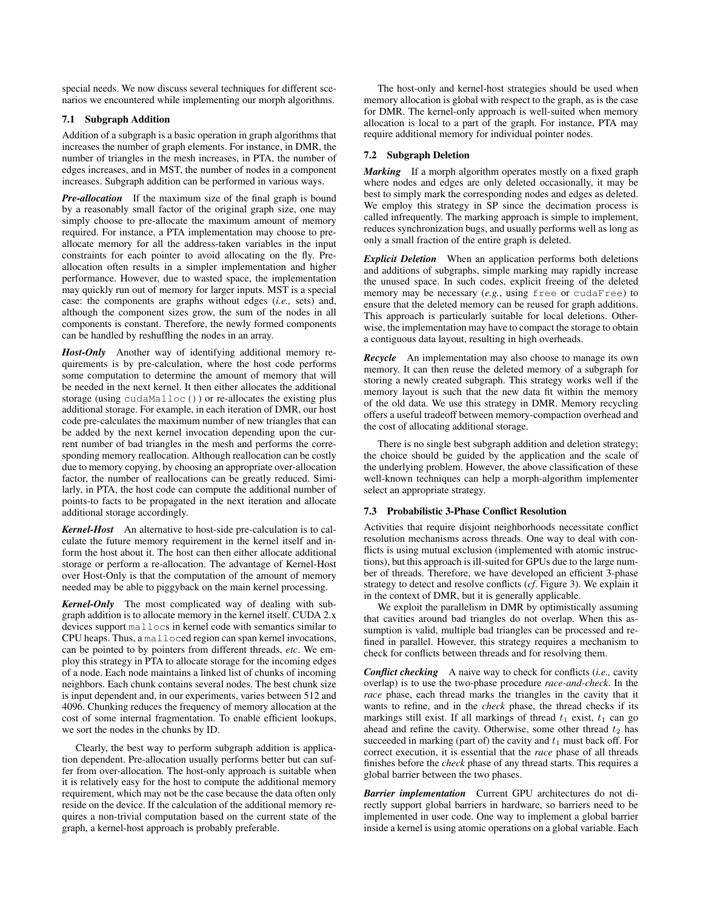special needs. We now discuss several techniques for different scenarios we encountered while implementing our morph algorithms.

### 7.1 Subgraph Addition

Addition of a subgraph is a basic operation in graph algorithms that increases the number of graph elements. For instance, in DMR, the number of triangles in the mesh increases, in PTA, the number of edges increases, and in MST, the number of nodes in a component increases. Subgraph addition can be performed in various ways.

***Pre-allocation*** If the maximum size of the final graph is bound by a reasonably small factor of the original graph size, one may simply choose to pre-allocate the maximum amount of memory required. For instance, a PTA implementation may choose to pre-allocate memory for all the address-taken variables in the input constraints for each pointer to avoid allocating on the fly. Pre-allocation often results in a simpler implementation and higher performance. However, due to wasted space, the implementation may quickly run out of memory for larger inputs. MST is a special case: the components are graphs without edges (*i.e.,* sets) and, although the component sizes grow, the sum of the nodes in all components is constant. Therefore, the newly formed components can be handled by reshuffling the nodes in an array.

***Host-Only*** Another way of identifying additional memory requirements is by pre-calculation, where the host code performs some computation to determine the amount of memory that will be needed in the next kernel. It then either allocates the additional storage (using `cudaMalloc()`) or re-allocates the existing plus additional storage. For example, in each iteration of DMR, our host code pre-calculates the maximum number of new triangles that can be added by the next kernel invocation depending upon the current number of bad triangles in the mesh and performs the corresponding memory reallocation. Although reallocation can be costly due to memory copying, by choosing an appropriate over-allocation factor, the number of reallocations can be greatly reduced. Similarly, in PTA, the host code can compute the additional number of points-to facts to be propagated in the next iteration and allocate additional storage accordingly.

***Kernel-Host*** An alternative to host-side pre-calculation is to calculate the future memory requirement in the kernel itself and inform the host about it. The host can then either allocate additional storage or perform a re-allocation. The advantage of Kernel-Host over Host-Only is that the computation of the amount of memory needed may be able to piggyback on the main kernel processing.

***Kernel-Only*** The most complicated way of dealing with subgraph addition is to allocate memory in the kernel itself. CUDA 2.x devices support `malloc`s in kernel code with semantics similar to CPU heaps. Thus, a `malloc`ed region can span kernel invocations, can be pointed to by pointers from different threads, *etc*. We employ this strategy in PTA to allocate storage for the incoming edges of a node. Each node maintains a linked list of chunks of incoming neighbors. Each chunk contains several nodes. The best chunk size is input dependent and, in our experiments, varies between 512 and 4096. Chunking reduces the frequency of memory allocation at the cost of some internal fragmentation. To enable efficient lookups, we sort the nodes in the chunks by ID.

Clearly, the best way to perform subgraph addition is application dependent. Pre-allocation usually performs better but can suffer from over-allocation. The host-only approach is suitable when it is relatively easy for the host to compute the additional memory requirement, which may not be the case because the data often only reside on the device. If the calculation of the additional memory requires a non-trivial computation based on the current state of the graph, a kernel-host approach is probably preferable.

The host-only and kernel-host strategies should be used when memory allocation is global with respect to the graph, as is the case for DMR. The kernel-only approach is well-suited when memory allocation is local to a part of the graph. For instance, PTA may require additional memory for individual pointer nodes.

### 7.2 Subgraph Deletion

***Marking*** If a morph algorithm operates mostly on a fixed graph where nodes and edges are only deleted occasionally, it may be best to simply mark the corresponding nodes and edges as deleted. We employ this strategy in SP since the decimation process is called infrequently. The marking approach is simple to implement, reduces synchronization bugs, and usually performs well as long as only a small fraction of the entire graph is deleted.

***Explicit Deletion*** When an application performs both deletions and additions of subgraphs, simple marking may rapidly increase the unused space. In such codes, explicit freeing of the deleted memory may be necessary (*e.g.*, using `free` or `cudaFree`) to ensure that the deleted memory can be reused for graph additions. This approach is particularly suitable for local deletions. Otherwise, the implementation may have to compact the storage to obtain a contiguous data layout, resulting in high overheads.

***Recycle*** An implementation may also choose to manage its own memory. It can then reuse the deleted memory of a subgraph for storing a newly created subgraph. This strategy works well if the memory layout is such that the new data fit within the memory of the old data. We use this strategy in DMR. Memory recycling offers a useful tradeoff between memory-compaction overhead and the cost of allocating additional storage.

There is no single best subgraph addition and deletion strategy; the choice should be guided by the application and the scale of the underlying problem. However, the above classification of these well-known techniques can help a morph-algorithm implementer select an appropriate strategy.

### 7.3 Probabilistic 3-Phase Conflict Resolution

Activities that require disjoint neighborhoods necessitate conflict resolution mechanisms across threads. One way to deal with conflicts is using mutual exclusion (implemented with atomic instructions), but this approach is ill-suited for GPUs due to the large number of threads. Therefore, we have developed an efficient 3-phase strategy to detect and resolve conflicts (*cf*. Figure 3). We explain it in the context of DMR, but it is generally applicable.

We exploit the parallelism in DMR by optimistically assuming that cavities around bad triangles do not overlap. When this assumption is valid, multiple bad triangles can be processed and refined in parallel. However, this strategy requires a mechanism to check for conflicts between threads and for resolving them.

***Conflict checking*** A naive way to check for conflicts (*i.e.,* cavity overlap) is to use the two-phase procedure *race-and-check*. In the *race* phase, each thread marks the triangles in the cavity that it wants to refine, and in the *check* phase, the thread checks if its markings still exist. If all markings of thread $t_1$ exist, $t_1$ can go ahead and refine the cavity. Otherwise, some other thread $t_2$ has succeeded in marking (part of) the cavity and $t_1$ must back off. For correct execution, it is essential that the *race* phase of all threads finishes before the *check* phase of any thread starts. This requires a global barrier between the two phases.

***Barrier implementation*** Current GPU architectures do not directly support global barriers in hardware, so barriers need to be implemented in user code. One way to implement a global barrier inside a kernel is using atomic operations on a global variable. Each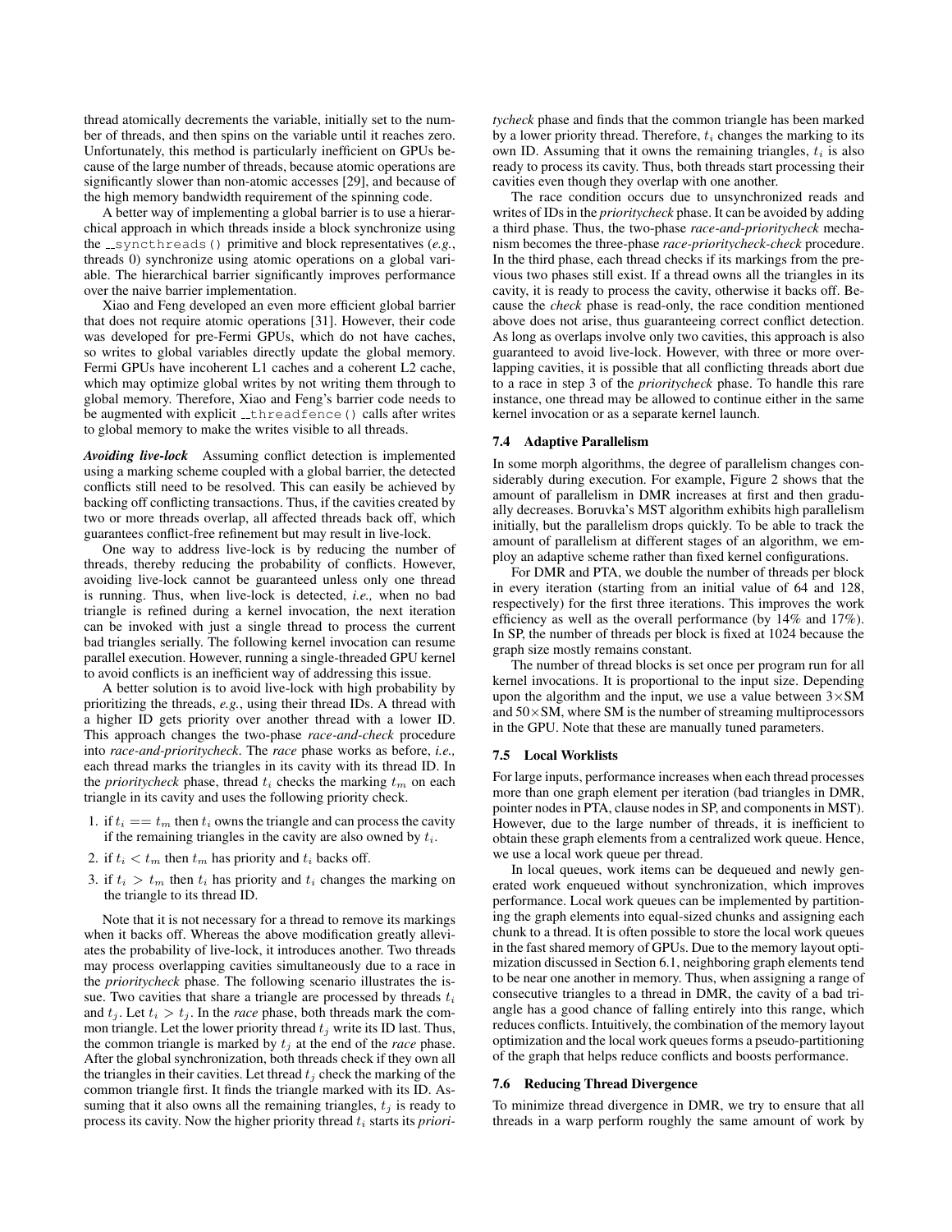thread atomically decrements the variable, initially set to the number of threads, and then spins on the variable until it reaches zero. Unfortunately, this method is particularly inefficient on GPUs because of the large number of threads, because atomic operations are significantly slower than non-atomic accesses [29], and because of the high memory bandwidth requirement of the spinning code.

A better way of implementing a global barrier is to use a hierarchical approach in which threads inside a block synchronize using the `__syncthreads()` primitive and block representatives (*e.g.*, threads 0) synchronize using atomic operations on a global variable. The hierarchical barrier significantly improves performance over the naive barrier implementation.

Xiao and Feng developed an even more efficient global barrier that does not require atomic operations [31]. However, their code was developed for pre-Fermi GPUs, which do not have caches, so writes to global variables directly update the global memory. Fermi GPUs have incoherent L1 caches and a coherent L2 cache, which may optimize global writes by not writing them through to global memory. Therefore, Xiao and Feng's barrier code needs to be augmented with explicit `__threadfence()` calls after writes to global memory to make the writes visible to all threads.

***Avoiding live-lock*** Assuming conflict detection is implemented using a marking scheme coupled with a global barrier, the detected conflicts still need to be resolved. This can easily be achieved by backing off conflicting transactions. Thus, if the cavities created by two or more threads overlap, all affected threads back off, which guarantees conflict-free refinement but may result in live-lock.

One way to address live-lock is by reducing the number of threads, thereby reducing the probability of conflicts. However, avoiding live-lock cannot be guaranteed unless only one thread is running. Thus, when live-lock is detected, *i.e.,* when no bad triangle is refined during a kernel invocation, the next iteration can be invoked with just a single thread to process the current bad triangles serially. The following kernel invocation can resume parallel execution. However, running a single-threaded GPU kernel to avoid conflicts is an inefficient way of addressing this issue.

A better solution is to avoid live-lock with high probability by prioritizing the threads, *e.g.*, using their thread IDs. A thread with a higher ID gets priority over another thread with a lower ID. This approach changes the two-phase *race-and-check* procedure into *race-and-prioritycheck*. The *race* phase works as before, *i.e.,* each thread marks the triangles in its cavity with its thread ID. In the *prioritycheck* phase, thread $t_i$ checks the marking $t_m$ on each triangle in its cavity and uses the following priority check.

1. if $t_i == t_m$ then $t_i$ owns the triangle and can process the cavity if the remaining triangles in the cavity are also owned by $t_i$.
2. if $t_i < t_m$ then $t_m$ has priority and $t_i$ backs off.
3. if $t_i > t_m$ then $t_i$ has priority and $t_i$ changes the marking on the triangle to its thread ID.

Note that it is not necessary for a thread to remove its markings when it backs off. Whereas the above modification greatly alleviates the probability of live-lock, it introduces another. Two threads may process overlapping cavities simultaneously due to a race in the *prioritycheck* phase. The following scenario illustrates the issue. Two cavities that share a triangle are processed by threads $t_i$ and $t_j$. Let $t_i > t_j$. In the *race* phase, both threads mark the common triangle. Let the lower priority thread $t_j$ write its ID last. Thus, the common triangle is marked by $t_j$ at the end of the *race* phase. After the global synchronization, both threads check if they own all the triangles in their cavities. Let thread $t_j$ check the marking of the common triangle first. It finds the triangle marked with its ID. Assuming that it also owns all the remaining triangles, $t_j$ is ready to process its cavity. Now the higher priority thread $t_i$ starts its *prioritycheck* phase and finds that the common triangle has been marked by a lower priority thread. Therefore, $t_i$ changes the marking to its own ID. Assuming that it owns the remaining triangles, $t_i$ is also ready to process its cavity. Thus, both threads start processing their cavities even though they overlap with one another.

The race condition occurs due to unsynchronized reads and writes of IDs in the *prioritycheck* phase. It can be avoided by adding a third phase. Thus, the two-phase *race-and-prioritycheck* mechanism becomes the three-phase *race-prioritycheck-check* procedure. In the third phase, each thread checks if its markings from the previous two phases still exist. If a thread owns all the triangles in its cavity, it is ready to process the cavity, otherwise it backs off. Because the *check* phase is read-only, the race condition mentioned above does not arise, thus guaranteeing correct conflict detection. As long as overlaps involve only two cavities, this approach is also guaranteed to avoid live-lock. However, with three or more overlapping cavities, it is possible that all conflicting threads abort due to a race in step 3 of the *prioritycheck* phase. To handle this rare instance, one thread may be allowed to continue either in the same kernel invocation or as a separate kernel launch.

### 7.4 Adaptive Parallelism

In some morph algorithms, the degree of parallelism changes considerably during execution. For example, Figure 2 shows that the amount of parallelism in DMR increases at first and then gradually decreases. Boruvka's MST algorithm exhibits high parallelism initially, but the parallelism drops quickly. To be able to track the amount of parallelism at different stages of an algorithm, we employ an adaptive scheme rather than fixed kernel configurations.

For DMR and PTA, we double the number of threads per block in every iteration (starting from an initial value of 64 and 128, respectively) for the first three iterations. This improves the work efficiency as well as the overall performance (by 14% and 17%). In SP, the number of threads per block is fixed at 1024 because the graph size mostly remains constant.

The number of thread blocks is set once per program run for all kernel invocations. It is proportional to the input size. Depending upon the algorithm and the input, we use a value between $3\times$SM and $50\times$SM, where SM is the number of streaming multiprocessors in the GPU. Note that these are manually tuned parameters.

### 7.5 Local Worklists

For large inputs, performance increases when each thread processes more than one graph element per iteration (bad triangles in DMR, pointer nodes in PTA, clause nodes in SP, and components in MST). However, due to the large number of threads, it is inefficient to obtain these graph elements from a centralized work queue. Hence, we use a local work queue per thread.

In local queues, work items can be dequeued and newly generated work enqueued without synchronization, which improves performance. Local work queues can be implemented by partitioning the graph elements into equal-sized chunks and assigning each chunk to a thread. It is often possible to store the local work queues in the fast shared memory of GPUs. Due to the memory layout optimization discussed in Section 6.1, neighboring graph elements tend to be near one another in memory. Thus, when assigning a range of consecutive triangles to a thread in DMR, the cavity of a bad triangle has a good chance of falling entirely into this range, which reduces conflicts. Intuitively, the combination of the memory layout optimization and the local work queues forms a pseudo-partitioning of the graph that helps reduce conflicts and boosts performance.

### 7.6 Reducing Thread Divergence

To minimize thread divergence in DMR, we try to ensure that all threads in a warp perform roughly the same amount of work by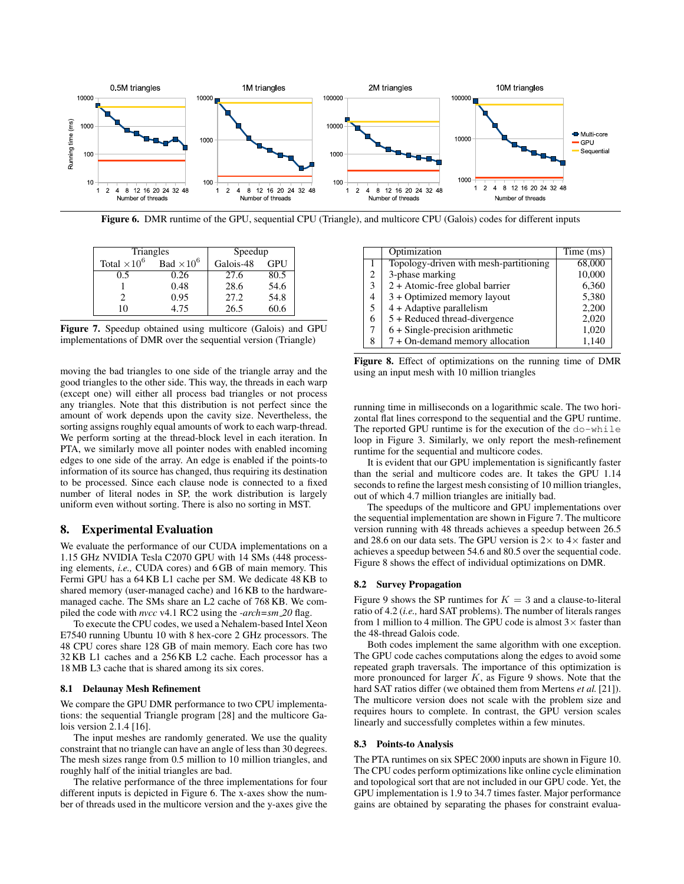Figure 6. DMR runtime of the GPU, sequential CPU (Triangle), and multicore CPU (Galois) codes for different inputs

| Triangles | | Speedup | |
|---|---|---|---|
| Total $\times 10^6$ | Bad $\times 10^6$ | Galois-48 | GPU |
| 0.5 | 0.26 | 27.6 | 80.5 |
| 1 | 0.48 | 28.6 | 54.6 |
| 2 | 0.95 | 27.2 | 54.8 |
| 10 | 4.75 | 26.5 | 60.6 |

**Figure 7.** Speedup obtained using multicore (Galois) and GPU implementations of DMR over the sequential version (Triangle)

moving the bad triangles to one side of the triangle array and the good triangles to the other side. This way, the threads in each warp (except one) will either all process bad triangles or not process any triangles. Note that this distribution is not perfect since the amount of work depends upon the cavity size. Nevertheless, the sorting assigns roughly equal amounts of work to each warp-thread. We perform sorting at the thread-block level in each iteration. In PTA, we similarly move all pointer nodes with enabled incoming edges to one side of the array. An edge is enabled if the points-to information of its source has changed, thus requiring its destination to be processed. Since each clause node is connected to a fixed number of literal nodes in SP, the work distribution is largely uniform even without sorting. There is also no sorting in MST.

## 8. Experimental Evaluation

We evaluate the performance of our CUDA implementations on a 1.15 GHz NVIDIA Tesla C2070 GPU with 14 SMs (448 processing elements, *i.e.,* CUDA cores) and 6 GB of main memory. This Fermi GPU has a 64 KB L1 cache per SM. We dedicate 48 KB to shared memory (user-managed cache) and 16 KB to the hardware-managed cache. The SMs share an L2 cache of 768 KB. We compiled the code with *nvcc* v4.1 RC2 using the *-arch=sm_20* flag.

To execute the CPU codes, we used a Nehalem-based Intel Xeon E7540 running Ubuntu 10 with 8 hex-core 2 GHz processors. The 48 CPU cores share 128 GB of main memory. Each core has two 32 KB L1 caches and a 256 KB L2 cache. Each processor has a 18 MB L3 cache that is shared among its six cores.

### 8.1 Delaunay Mesh Refinement

We compare the GPU DMR performance to two CPU implementations: the sequential Triangle program [28] and the multicore Galois version 2.1.4 [16].

The input meshes are randomly generated. We use the quality constraint that no triangle can have an angle of less than 30 degrees. The mesh sizes range from 0.5 million to 10 million triangles, and roughly half of the initial triangles are bad.

The relative performance of the three implementations for four different inputs is depicted in Figure 6. The x-axes show the number of threads used in the multicore version and the y-axes give the running time in milliseconds on a logarithmic scale. The two horizontal flat lines correspond to the sequential and the GPU runtime. The reported GPU runtime is for the execution of the `do-while` loop in Figure 3. Similarly, we only report the mesh-refinement runtime for the sequential and multicore codes.

|   | Optimization | Time (ms) |
|---|---|---|
| 1 | Topology-driven with mesh-partitioning | 68,000 |
| 2 | 3-phase marking | 10,000 |
| 3 | 2 + Atomic-free global barrier | 6,360 |
| 4 | 3 + Optimized memory layout | 5,380 |
| 5 | 4 + Adaptive parallelism | 2,200 |
| 6 | 5 + Reduced thread-divergence | 2,020 |
| 7 | 6 + Single-precision arithmetic | 1,020 |
| 8 | 7 + On-demand memory allocation | 1,140 |

**Figure 8.** Effect of optimizations on the running time of DMR using an input mesh with 10 million triangles

It is evident that our GPU implementation is significantly faster than the serial and multicore codes are. It takes the GPU 1.14 seconds to refine the largest mesh consisting of 10 million triangles, out of which 4.7 million triangles are initially bad.

The speedups of the multicore and GPU implementations over the sequential implementation are shown in Figure 7. The multicore version running with 48 threads achieves a speedup between 26.5 and 28.6 on our data sets. The GPU version is $2\times$ to $4\times$ faster and achieves a speedup between 54.6 and 80.5 over the sequential code. Figure 8 shows the effect of individual optimizations on DMR.

### 8.2 Survey Propagation

Figure 9 shows the SP runtimes for $K = 3$ and a clause-to-literal ratio of 4.2 (*i.e.,* hard SAT problems). The number of literals ranges from 1 million to 4 million. The GPU code is almost $3\times$ faster than the 48-thread Galois code.

Both codes implement the same algorithm with one exception. The GPU code caches computations along the edges to avoid some repeated graph traversals. The importance of this optimization is more pronounced for larger $K$, as Figure 9 shows. Note that the hard SAT ratios differ (we obtained them from Mertens *et al.* [21]). The multicore version does not scale with the problem size and requires hours to complete. In contrast, the GPU version scales linearly and successfully completes within a few minutes.

### 8.3 Points-to Analysis

The PTA runtimes on six SPEC 2000 inputs are shown in Figure 10. The CPU codes perform optimizations like online cycle elimination and topological sort that are not included in our GPU code. Yet, the GPU implementation is 1.9 to 34.7 times faster. Major performance gains are obtained by separating the phases for constraint evalua-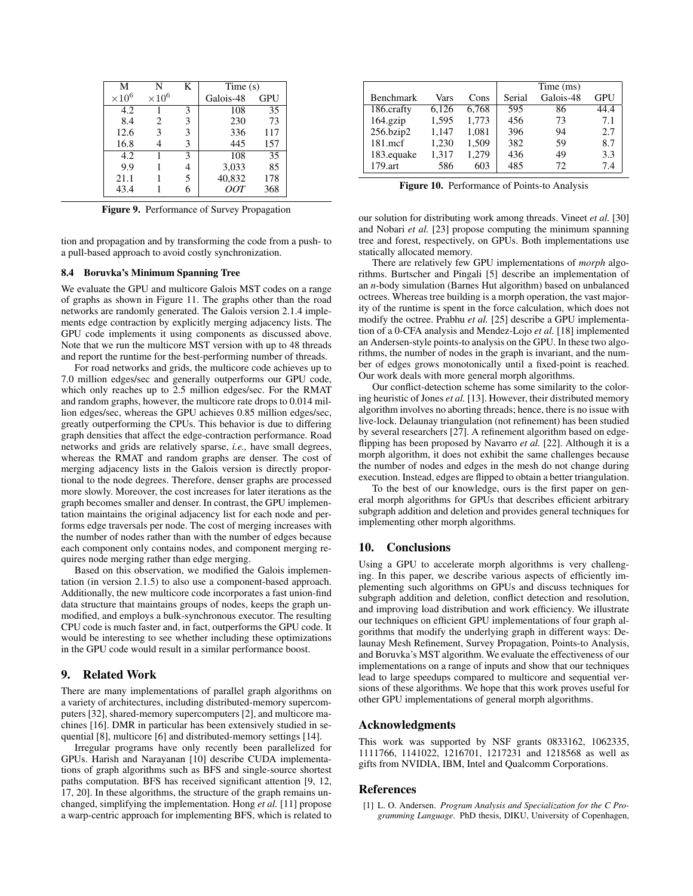| M | N | K | Time (s) | |
|---|---|---|---|---|
| $\times 10^6$ | $\times 10^6$ | | Galois-48 | GPU |
| 4.2 | 1 | 3 | 108 | 35 |
| 8.4 | 2 | 3 | 230 | 73 |
| 12.6 | 3 | 3 | 336 | 117 |
| 16.8 | 4 | 3 | 445 | 157 |
| 4.2 | 1 | 3 | 108 | 35 |
| 9.9 | 1 | 4 | 3,033 | 85 |
| 21.1 | 1 | 5 | 40,832 | 178 |
| 43.4 | 1 | 6 | *OOT* | 368 |

**Figure 9.** Performance of Survey Propagation

tion and propagation and by transforming the code from a push- to a pull-based approach to avoid costly synchronization.

### 8.4 Boruvka's Minimum Spanning Tree

We evaluate the GPU and multicore Galois MST codes on a range of graphs as shown in Figure 11. The graphs other than the road networks are randomly generated. The Galois version 2.1.4 implements edge contraction by explicitly merging adjacency lists. The GPU code implements it using components as discussed above. Note that we run the multicore MST version with up to 48 threads and report the runtime for the best-performing number of threads.

For road networks and grids, the multicore code achieves up to 7.0 million edges/sec and generally outperforms our GPU code, which only reaches up to 2.5 million edges/sec. For the RMAT and random graphs, however, the multicore rate drops to 0.014 million edges/sec, whereas the GPU achieves 0.85 million edges/sec, greatly outperforming the CPUs. This behavior is due to differing graph densities that affect the edge-contraction performance. Road networks and grids are relatively sparse, *i.e.,* have small degrees, whereas the RMAT and random graphs are denser. The cost of merging adjacency lists in the Galois version is directly proportional to the node degrees. Therefore, denser graphs are processed more slowly. Moreover, the cost increases for later iterations as the graph becomes smaller and denser. In contrast, the GPU implementation maintains the original adjacency list for each node and performs edge traversals per node. The cost of merging increases with the number of nodes rather than with the number of edges because each component only contains nodes, and component merging requires node merging rather than edge merging.

Based on this observation, we modified the Galois implementation (in version 2.1.5) to also use a component-based approach. Additionally, the new multicore code incorporates a fast union-find data structure that maintains groups of nodes, keeps the graph unmodified, and employs a bulk-synchronous executor. The resulting CPU code is much faster and, in fact, outperforms the GPU code. It would be interesting to see whether including these optimizations in the GPU code would result in a similar performance boost.

## 9. Related Work

There are many implementations of parallel graph algorithms on a variety of architectures, including distributed-memory supercomputers [32], shared-memory supercomputers [2], and multicore machines [16]. DMR in particular has been extensively studied in sequential [8], multicore [6] and distributed-memory settings [14].

Irregular programs have only recently been parallelized for GPUs. Harish and Narayanan [10] describe CUDA implementations of graph algorithms such as BFS and single-source shortest paths computation. BFS has received significant attention [9, 12, 17, 20]. In these algorithms, the structure of the graph remains unchanged, simplifying the implementation. Hong *et al.* [11] propose a warp-centric approach for implementing BFS, which is related to our solution for distributing work among threads. Vineet *et al.* [30] and Nobari *et al.* [23] propose computing the minimum spanning tree and forest, respectively, on GPUs. Both implementations use statically allocated memory.

| | | | Time (ms) | | |
|---|---|---|---|---|---|
| Benchmark | Vars | Cons | Serial | Galois-48 | GPU |
| 186.crafty | 6,126 | 6,768 | 595 | 86 | 44.4 |
| 164.gzip | 1,595 | 1,773 | 456 | 73 | 7.1 |
| 256.bzip2 | 1,147 | 1,081 | 396 | 94 | 2.7 |
| 181.mcf | 1,230 | 1,509 | 382 | 59 | 8.7 |
| 183.equake | 1,317 | 1,279 | 436 | 49 | 3.3 |
| 179.art | 586 | 603 | 485 | 72 | 7.4 |

**Figure 10.** Performance of Points-to Analysis

There are relatively few GPU implementations of *morph* algorithms. Burtscher and Pingali [5] describe an implementation of an *n*-body simulation (Barnes Hut algorithm) based on unbalanced octrees. Whereas tree building is a morph operation, the vast majority of the runtime is spent in the force calculation, which does not modify the octree. Prabhu *et al.* [25] describe a GPU implementation of a 0-CFA analysis and Mendez-Lojo *et al.* [18] implemented an Andersen-style points-to analysis on the GPU. In these two algorithms, the number of nodes in the graph is invariant, and the number of edges grows monotonically until a fixed-point is reached. Our work deals with more general morph algorithms.

Our conflict-detection scheme has some similarity to the coloring heuristic of Jones *et al.* [13]. However, their distributed memory algorithm involves no aborting threads; hence, there is no issue with live-lock. Delaunay triangulation (not refinement) has been studied by several researchers [27]. A refinement algorithm based on edge-flipping has been proposed by Navarro *et al.* [22]. Although it is a morph algorithm, it does not exhibit the same challenges because the number of nodes and edges in the mesh do not change during execution. Instead, edges are flipped to obtain a better triangulation.

To the best of our knowledge, ours is the first paper on general morph algorithms for GPUs that describes efficient arbitrary subgraph addition and deletion and provides general techniques for implementing other morph algorithms.

## 10. Conclusions

Using a GPU to accelerate morph algorithms is very challenging. In this paper, we describe various aspects of efficiently implementing such algorithms on GPUs and discuss techniques for subgraph addition and deletion, conflict detection and resolution, and improving load distribution and work efficiency. We illustrate our techniques on efficient GPU implementations of four graph algorithms that modify the underlying graph in different ways: Delaunay Mesh Refinement, Survey Propagation, Points-to Analysis, and Boruvka's MST algorithm. We evaluate the effectiveness of our implementations on a range of inputs and show that our techniques lead to large speedups compared to multicore and sequential versions of these algorithms. We hope that this work proves useful for other GPU implementations of general morph algorithms.

## Acknowledgments

This work was supported by NSF grants 0833162, 1062335, 1111766, 1141022, 1216701, 1217231 and 1218568 as well as gifts from NVIDIA, IBM, Intel and Qualcomm Corporations.

## References

[1] L. O. Andersen. *Program Analysis and Specialization for the C Programming Language*. PhD thesis, DIKU, University of Copenhagen,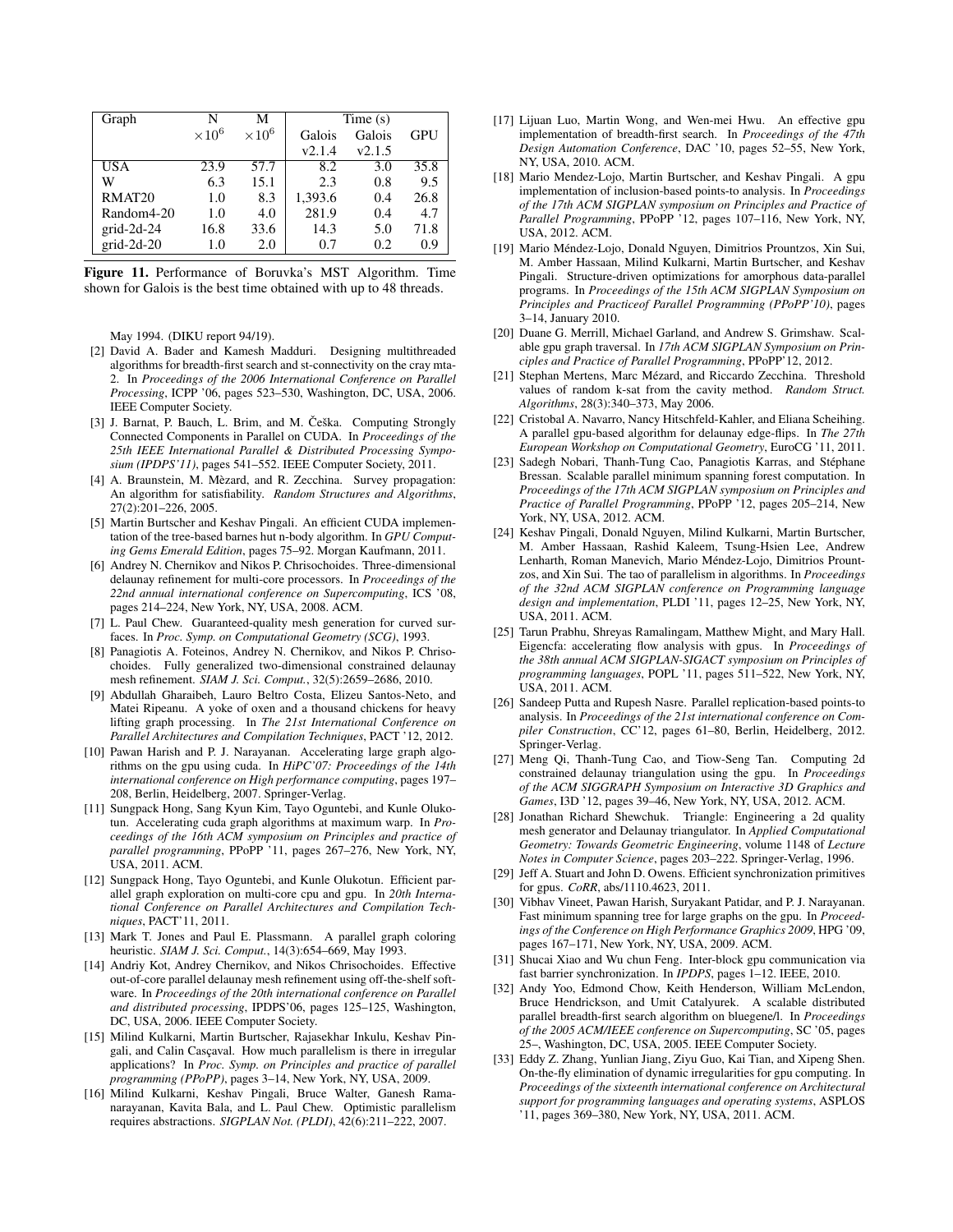| Graph | N | M | Time (s) | | |
|---|---|---|---|---|---|
| | $\times 10^6$ | $\times 10^6$ | Galois v2.1.4 | Galois v2.1.5 | GPU |
| USA | 23.9 | 57.7 | 8.2 | 3.0 | 35.8 |
| W | 6.3 | 15.1 | 2.3 | 0.8 | 9.5 |
| RMAT20 | 1.0 | 8.3 | 1,393.6 | 0.4 | 26.8 |
| Random4-20 | 1.0 | 4.0 | 281.9 | 0.4 | 4.7 |
| grid-2d-24 | 16.8 | 33.6 | 14.3 | 5.0 | 71.8 |
| grid-2d-20 | 1.0 | 2.0 | 0.7 | 0.2 | 0.9 |

**Figure 11.** Performance of Boruvka's MST Algorithm. Time shown for Galois is the best time obtained with up to 48 threads.

May 1994. (DIKU report 94/19).

[2] David A. Bader and Kamesh Madduri. Designing multithreaded algorithms for breadth-first search and st-connectivity on the cray mta-2. In *Proceedings of the 2006 International Conference on Parallel Processing*, ICPP '06, pages 523–530, Washington, DC, USA, 2006. IEEE Computer Society.

[3] J. Barnat, P. Bauch, L. Brim, and M. Češka. Computing Strongly Connected Components in Parallel on CUDA. In *Proceedings of the 25th IEEE International Parallel & Distributed Processing Symposium (IPDPS'11)*, pages 541–552. IEEE Computer Society, 2011.

[4] A. Braunstein, M. Mèzard, and R. Zecchina. Survey propagation: An algorithm for satisfiability. *Random Structures and Algorithms*, 27(2):201–226, 2005.

[5] Martin Burtscher and Keshav Pingali. An efficient CUDA implementation of the tree-based barnes hut n-body algorithm. In *GPU Computing Gems Emerald Edition*, pages 75–92. Morgan Kaufmann, 2011.

[6] Andrey N. Chernikov and Nikos P. Chrisochoides. Three-dimensional delaunay refinement for multi-core processors. In *Proceedings of the 22nd annual international conference on Supercomputing*, ICS '08, pages 214–224, New York, NY, USA, 2008. ACM.

[7] L. Paul Chew. Guaranteed-quality mesh generation for curved surfaces. In *Proc. Symp. on Computational Geometry (SCG)*, 1993.

[8] Panagiotis A. Foteinos, Andrey N. Chernikov, and Nikos P. Chrisochoides. Fully generalized two-dimensional constrained delaunay mesh refinement. *SIAM J. Sci. Comput.*, 32(5):2659–2686, 2010.

[9] Abdullah Gharaibeh, Lauro Beltro Costa, Elizeu Santos-Neto, and Matei Ripeanu. A yoke of oxen and a thousand chickens for heavy lifting graph processing. In *The 21st International Conference on Parallel Architectures and Compilation Techniques*, PACT '12, 2012.

[10] Pawan Harish and P. J. Narayanan. Accelerating large graph algorithms on the gpu using cuda. In *HiPC'07: Proceedings of the 14th international conference on High performance computing*, pages 197–208, Berlin, Heidelberg, 2007. Springer-Verlag.

[11] Sungpack Hong, Sang Kyun Kim, Tayo Oguntebi, and Kunle Olukotun. Accelerating cuda graph algorithms at maximum warp. In *Proceedings of the 16th ACM symposium on Principles and practice of parallel programming*, PPoPP '11, pages 267–276, New York, NY, USA, 2011. ACM.

[12] Sungpack Hong, Tayo Oguntebi, and Kunle Olukotun. Efficient parallel graph exploration on multi-core cpu and gpu. In *20th International Conference on Parallel Architectures and Compilation Techniques*, PACT'11, 2011.

[13] Mark T. Jones and Paul E. Plassmann. A parallel graph coloring heuristic. *SIAM J. Sci. Comput.*, 14(3):654–669, May 1993.

[14] Andriy Kot, Andrey Chernikov, and Nikos Chrisochoides. Effective out-of-core parallel delaunay mesh refinement using off-the-shelf software. In *Proceedings of the 20th international conference on Parallel and distributed processing*, IPDPS'06, pages 125–125, Washington, DC, USA, 2006. IEEE Computer Society.

[15] Milind Kulkarni, Martin Burtscher, Rajasekhar Inkulu, Keshav Pingali, and Calin Caşcaval. How much parallelism is there in irregular applications? In *Proc. Symp. on Principles and practice of parallel programming (PPoPP)*, pages 3–14, New York, NY, USA, 2009.

[16] Milind Kulkarni, Keshav Pingali, Bruce Walter, Ganesh Ramanarayanan, Kavita Bala, and L. Paul Chew. Optimistic parallelism requires abstractions. *SIGPLAN Not. (PLDI)*, 42(6):211–222, 2007.

[17] Lijuan Luo, Martin Wong, and Wen-mei Hwu. An effective gpu implementation of breadth-first search. In *Proceedings of the 47th Design Automation Conference*, DAC '10, pages 52–55, New York, NY, USA, 2010. ACM.

[18] Mario Mendez-Lojo, Martin Burtscher, and Keshav Pingali. A gpu implementation of inclusion-based points-to analysis. In *Proceedings of the 17th ACM SIGPLAN symposium on Principles and Practice of Parallel Programming*, PPoPP '12, pages 107–116, New York, NY, USA, 2012. ACM.

[19] Mario Méndez-Lojo, Donald Nguyen, Dimitrios Prountzos, Xin Sui, M. Amber Hassaan, Milind Kulkarni, Martin Burtscher, and Keshav Pingali. Structure-driven optimizations for amorphous data-parallel programs. In *Proceedings of the 15th ACM SIGPLAN Symposium on Principles and Practiceof Parallel Programming (PPoPP'10)*, pages 3–14, January 2010.

[20] Duane G. Merrill, Michael Garland, and Andrew S. Grimshaw. Scalable gpu graph traversal. In *17th ACM SIGPLAN Symposium on Principles and Practice of Parallel Programming*, PPoPP'12, 2012.

[21] Stephan Mertens, Marc Mézard, and Riccardo Zecchina. Threshold values of random k-sat from the cavity method. *Random Struct. Algorithms*, 28(3):340–373, May 2006.

[22] Cristobal A. Navarro, Nancy Hitschfeld-Kahler, and Eliana Scheihing. A parallel gpu-based algorithm for delaunay edge-flips. In *The 27th European Workshop on Computational Geometry*, EuroCG '11, 2011.

[23] Sadegh Nobari, Thanh-Tung Cao, Panagiotis Karras, and Stéphane Bressan. Scalable parallel minimum spanning forest computation. In *Proceedings of the 17th ACM SIGPLAN symposium on Principles and Practice of Parallel Programming*, PPoPP '12, pages 205–214, New York, NY, USA, 2012. ACM.

[24] Keshav Pingali, Donald Nguyen, Milind Kulkarni, Martin Burtscher, M. Amber Hassaan, Rashid Kaleem, Tsung-Hsien Lee, Andrew Lenharth, Roman Manevich, Mario Méndez-Lojo, Dimitrios Prountzos, and Xin Sui. The tao of parallelism in algorithms. In *Proceedings of the 32nd ACM SIGPLAN conference on Programming language design and implementation*, PLDI '11, pages 12–25, New York, NY, USA, 2011. ACM.

[25] Tarun Prabhu, Shreyas Ramalingam, Matthew Might, and Mary Hall. Eigencfa: accelerating flow analysis with gpus. In *Proceedings of the 38th annual ACM SIGPLAN-SIGACT symposium on Principles of programming languages*, POPL '11, pages 511–522, New York, NY, USA, 2011. ACM.

[26] Sandeep Putta and Rupesh Nasre. Parallel replication-based points-to analysis. In *Proceedings of the 21st international conference on Compiler Construction*, CC'12, pages 61–80, Berlin, Heidelberg, 2012. Springer-Verlag.

[27] Meng Qi, Thanh-Tung Cao, and Tiow-Seng Tan. Computing 2d constrained delaunay triangulation using the gpu. In *Proceedings of the ACM SIGGRAPH Symposium on Interactive 3D Graphics and Games*, I3D '12, pages 39–46, New York, NY, USA, 2012. ACM.

[28] Jonathan Richard Shewchuk. Triangle: Engineering a 2d quality mesh generator and Delaunay triangulator. In *Applied Computational Geometry: Towards Geometric Engineering*, volume 1148 of *Lecture Notes in Computer Science*, pages 203–222. Springer-Verlag, 1996.

[29] Jeff A. Stuart and John D. Owens. Efficient synchronization primitives for gpus. *CoRR*, abs/1110.4623, 2011.

[30] Vibhav Vineet, Pawan Harish, Suryakant Patidar, and P. J. Narayanan. Fast minimum spanning tree for large graphs on the gpu. In *Proceedings of the Conference on High Performance Graphics 2009*, HPG '09, pages 167–171, New York, NY, USA, 2009. ACM.

[31] Shucai Xiao and Wu chun Feng. Inter-block gpu communication via fast barrier synchronization. In *IPDPS*, pages 1–12. IEEE, 2010.

[32] Andy Yoo, Edmond Chow, Keith Henderson, William McLendon, Bruce Hendrickson, and Umit Catalyurek. A scalable distributed parallel breadth-first search algorithm on bluegene/l. In *Proceedings of the 2005 ACM/IEEE conference on Supercomputing*, SC '05, pages 25–, Washington, DC, USA, 2005. IEEE Computer Society.

[33] Eddy Z. Zhang, Yunlian Jiang, Ziyu Guo, Kai Tian, and Xipeng Shen. On-the-fly elimination of dynamic irregularities for gpu computing. In *Proceedings of the sixteenth international conference on Architectural support for programming languages and operating systems*, ASPLOS '11, pages 369–380, New York, NY, USA, 2011. ACM.